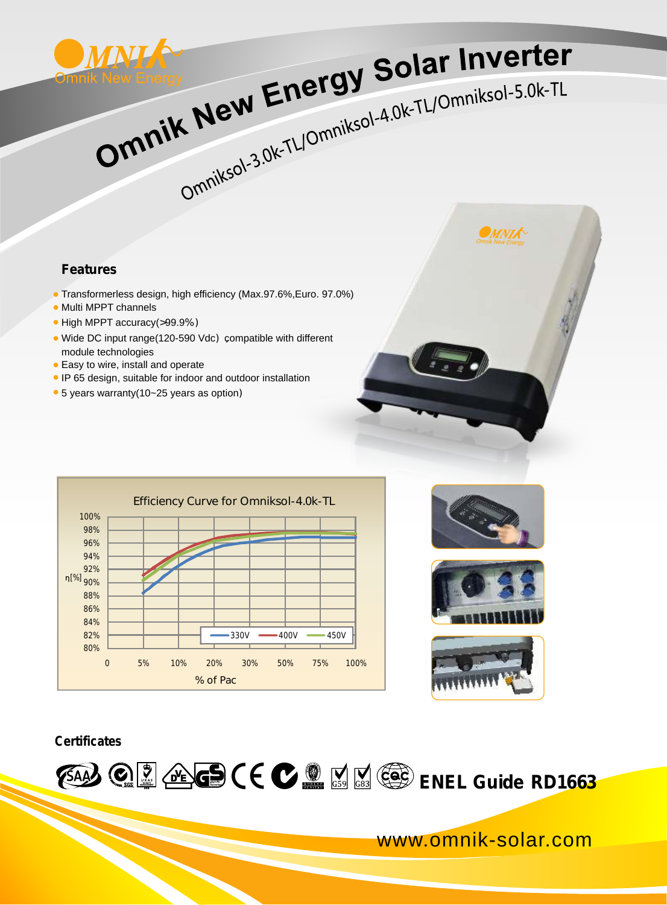# Omnik New Energy Solar Inverter

## Omniksol-3.0k-TL/Omniksol-4.0k-TL/Omniksol-5.0k-TL

### Features

- Transformerless design, high efficiency (Max.97.6%,Euro. 97.0%)
- Multi MPPT channels
- High MPPT accuracy(>99.9%)
- Wide DC input range(120-590 Vdc) compatible with different module technologies
- Easy to wire, install and operate
- IP 65 design, suitable for indoor and outdoor installation
- 5 years warranty(10~25 years as option)

Efficiency Curve for Omniksol-4.0k-TL

### Certificates

ENEL Guide RD1663

www.omnik-solar.com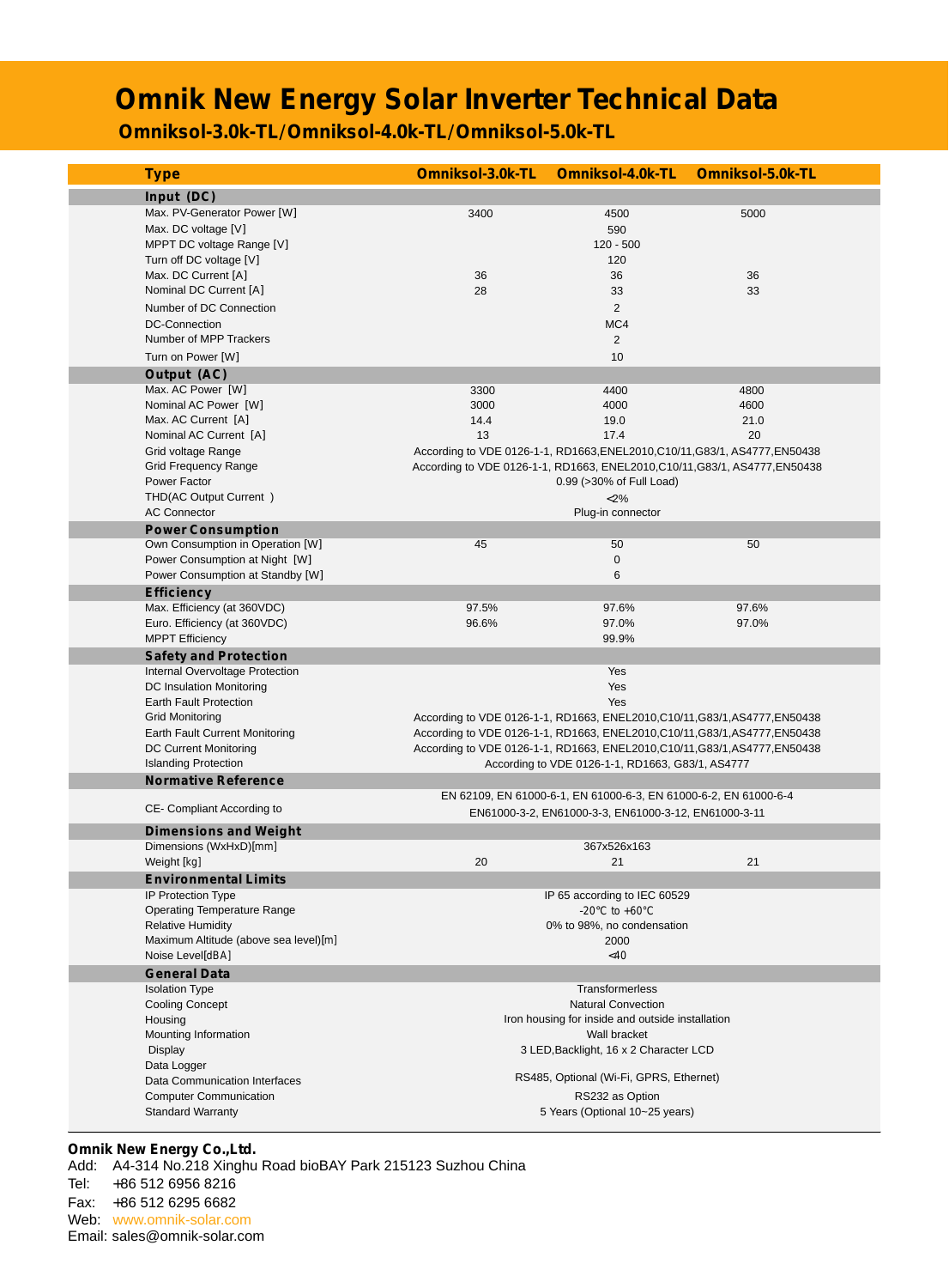# Omnik New Energy Solar Inverter Technical Data

## Omniksol-3.0k-TL/Omniksol-4.0k-TL/Omniksol-5.0k-TL

| Type | Omniksol-3.0k-TL | Omniksol-4.0k-TL | Omniksol-5.0k-TL |
|---|---|---|---|
| **Input (DC)** | | | |
| Max. PV-Generator Power [W] | 3400 | 4500 | 5000 |
| Max. DC voltage [V] | | 590 | |
| MPPT DC voltage Range [V] | | 120 - 500 | |
| Turn off DC voltage [V] | | 120 | |
| Max. DC Current [A] | 36 | 36 | 36 |
| Nominal DC Current [A] | 28 | 33 | 33 |
| Number of DC Connection | | 2 | |
| DC-Connection | | MC4 | |
| Number of MPP Trackers | | 2 | |
| Turn on Power [W] | | 10 | |
| **Output (AC)** | | | |
| Max. AC Power [W] | 3300 | 4400 | 4800 |
| Nominal AC Power [W] | 3000 | 4000 | 4600 |
| Max. AC Current [A] | 14.4 | 19.0 | 21.0 |
| Nominal AC Current [A] | 13 | 17.4 | 20 |
| Grid voltage Range | | According to VDE 0126-1-1, RD1663,ENEL2010,C10/11,G83/1, AS4777,EN50438 | |
| Grid Frequency Range | | According to VDE 0126-1-1, RD1663, ENEL2010,C10/11,G83/1, AS4777,EN50438 | |
| Power Factor | | 0.99 (>30% of Full Load) | |
| THD(AC Output Current ) | | <2% | |
| AC Connector | | Plug-in connector | |
| **Power Consumption** | | | |
| Own Consumption in Operation [W] | 45 | 50 | 50 |
| Power Consumption at Night [W] | | 0 | |
| Power Consumption at Standby [W] | | 6 | |
| **Efficiency** | | | |
| Max. Efficiency (at 360VDC) | 97.5% | 97.6% | 97.6% |
| Euro. Efficiency (at 360VDC) | 96.6% | 97.0% | 97.0% |
| MPPT Efficiency | | 99.9% | |
| **Safety and Protection** | | | |
| Internal Overvoltage Protection | | Yes | |
| DC Insulation Monitoring | | Yes | |
| Earth Fault Protection | | Yes | |
| Grid Monitoring | | According to VDE 0126-1-1, RD1663, ENEL2010,C10/11,G83/1,AS4777,EN50438 | |
| Earth Fault Current Monitoring | | According to VDE 0126-1-1, RD1663, ENEL2010,C10/11,G83/1,AS4777,EN50438 | |
| DC Current Monitoring | | According to VDE 0126-1-1, RD1663, ENEL2010,C10/11,G83/1,AS4777,EN50438 | |
| Islanding Protection | | According to VDE 0126-1-1, RD1663, G83/1, AS4777 | |
| **Normative Reference** | | | |
| CE- Compliant According to | | EN 62109, EN 61000-6-1, EN 61000-6-3, EN 61000-6-2, EN 61000-6-4 EN61000-3-2, EN61000-3-3, EN61000-3-12, EN61000-3-11 | |
| **Dimensions and Weight** | | | |
| Dimensions (WxHxD)[mm] | | 367x526x163 | |
| Weight [kg] | 20 | 21 | 21 |
| **Environmental Limits** | | | |
| IP Protection Type | | IP 65 according to IEC 60529 | |
| Operating Temperature Range | | -20℃ to +60℃ | |
| Relative Humidity | | 0% to 98%, no condensation | |
| Maximum Altitude (above sea level)[m] | | 2000 | |
| Noise Level[dBA] | | <40 | |
| **General Data** | | | |
| Isolation Type | | Transformerless | |
| Cooling Concept | | Natural Convection | |
| Housing | | Iron housing for inside and outside installation | |
| Mounting Information | | Wall bracket | |
| Display | | 3 LED,Backlight, 16 x 2 Character LCD | |
| Data Logger / Data Communication Interfaces | | RS485, Optional (Wi-Fi, GPRS, Ethernet) | |
| Computer Communication | | RS232 as Option | |
| Standard Warranty | | 5 Years (Optional 10~25 years) | |

**Omnik New Energy Co.,Ltd.**

Add: A4-314 No.218 Xinghu Road bioBAY Park 215123 Suzhou China
Tel: +86 512 6956 8216
Fax: +86 512 6295 6682
Web: www.omnik-solar.com
Email: sales@omnik-solar.com